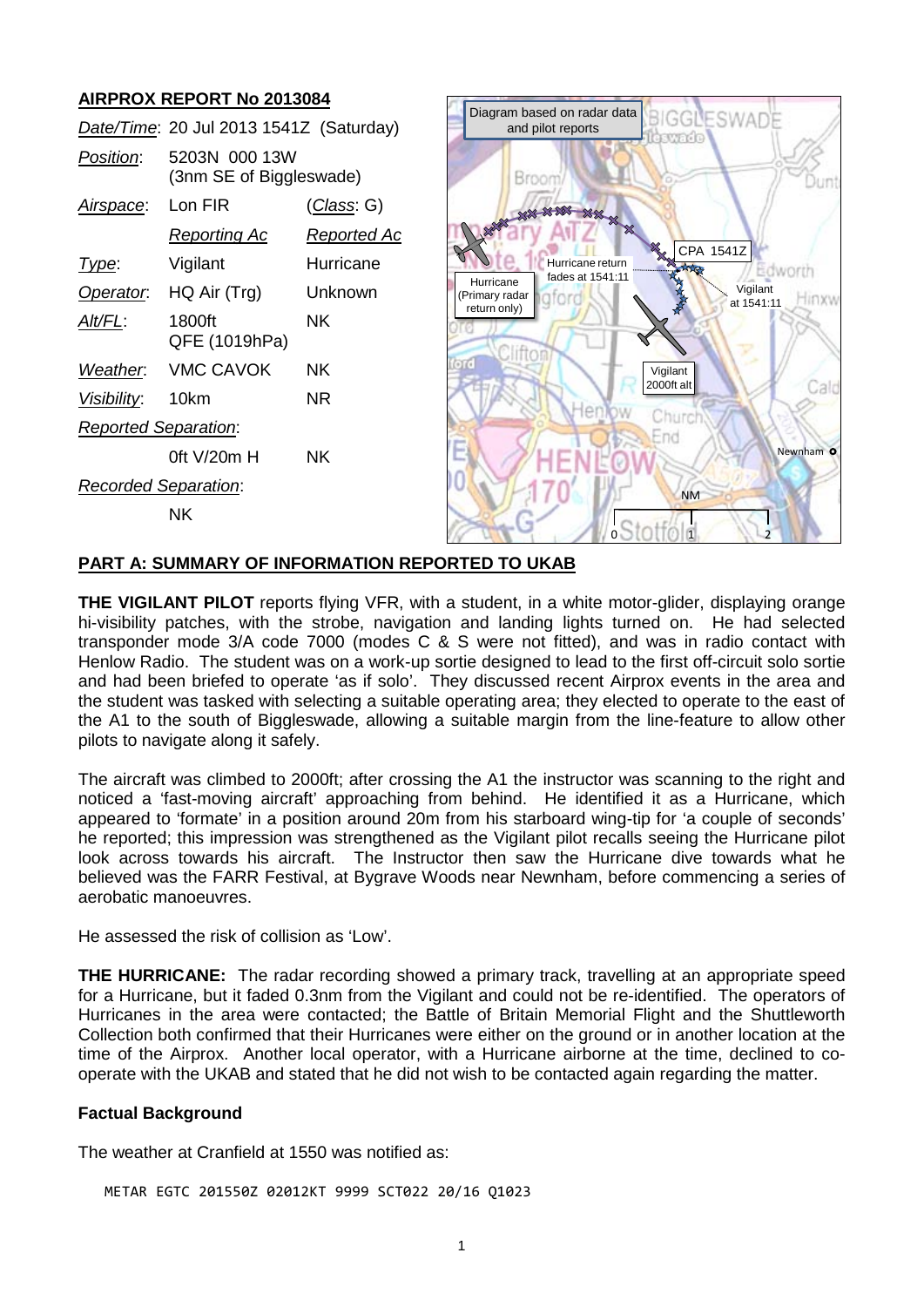## AIRPROX REPORT No 2013084

| | | |
|---|---|---|
| *Date/Time*: | 20 Jul 2013 1541Z (Saturday) | |
| *Position*: | 5203N 000 13W (3nm SE of Biggleswade) | |
| *Airspace*: | Lon FIR | (*Class*: G) |
| | *Reporting Ac* | *Reported Ac* |
| *Type*: | Vigilant | Hurricane |
| *Operator*: | HQ Air (Trg) | Unknown |
| *Alt/FL*: | 1800ft QFE (1019hPa) | NK |
| *Weather*: | VMC CAVOK | NK |
| *Visibility*: | 10km | NR |
| *Reported Separation*: | | |
| | 0ft V/20m H | NK |
| *Recorded Separation*: | | |
| | NK | |

Diagram based on radar data and pilot reports

BIGGLESWADE

Hurricane (Primary radar return only)

Hurricane return fades at 1541:11

CPA 1541Z

Vigilant at 1541:11

Vigilant 2000ft alt

HENLOW

Newnham

NM

0 1 2

### PART A: SUMMARY OF INFORMATION REPORTED TO UKAB

**THE VIGILANT PILOT** reports flying VFR, with a student, in a white motor-glider, displaying orange hi-visibility patches, with the strobe, navigation and landing lights turned on. He had selected transponder mode 3/A code 7000 (modes C & S were not fitted), and was in radio contact with Henlow Radio. The student was on a work-up sortie designed to lead to the first off-circuit solo sortie and had been briefed to operate 'as if solo'. They discussed recent Airprox events in the area and the student was tasked with selecting a suitable operating area; they elected to operate to the east of the A1 to the south of Biggleswade, allowing a suitable margin from the line-feature to allow other pilots to navigate along it safely.

The aircraft was climbed to 2000ft; after crossing the A1 the instructor was scanning to the right and noticed a 'fast-moving aircraft' approaching from behind. He identified it as a Hurricane, which appeared to 'formate' in a position around 20m from his starboard wing-tip for 'a couple of seconds' he reported; this impression was strengthened as the Vigilant pilot recalls seeing the Hurricane pilot look across towards his aircraft. The Instructor then saw the Hurricane dive towards what he believed was the FARR Festival, at Bygrave Woods near Newnham, before commencing a series of aerobatic manoeuvres.

He assessed the risk of collision as 'Low'.

**THE HURRICANE:** The radar recording showed a primary track, travelling at an appropriate speed for a Hurricane, but it faded 0.3nm from the Vigilant and could not be re-identified. The operators of Hurricanes in the area were contacted; the Battle of Britain Memorial Flight and the Shuttleworth Collection both confirmed that their Hurricanes were either on the ground or in another location at the time of the Airprox. Another local operator, with a Hurricane airborne at the time, declined to co-operate with the UKAB and stated that he did not wish to be contacted again regarding the matter.

### Factual Background

The weather at Cranfield at 1550 was notified as:

```
METAR EGTC 201550Z 02012KT 9999 SCT022 20/16 Q1023
```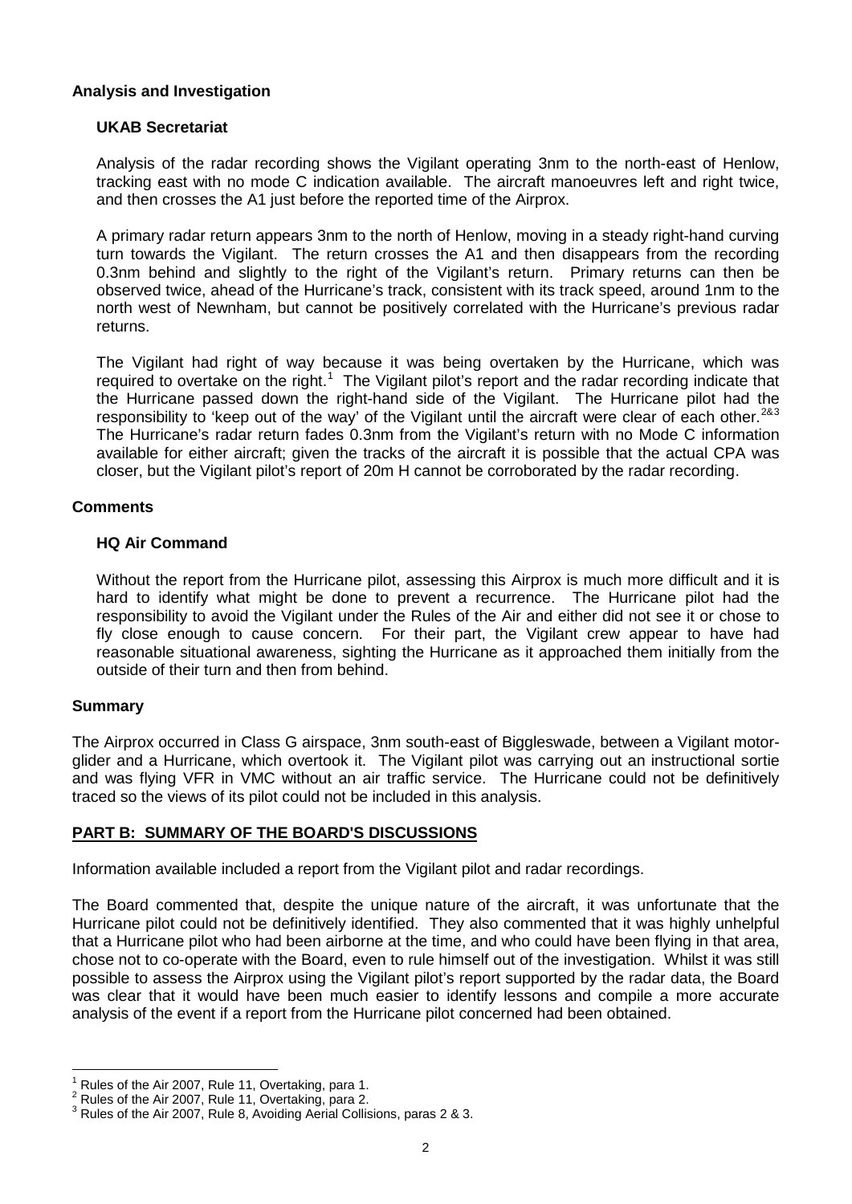**Analysis and Investigation**

**UKAB Secretariat**

Analysis of the radar recording shows the Vigilant operating 3nm to the north-east of Henlow, tracking east with no mode C indication available. The aircraft manoeuvres left and right twice, and then crosses the A1 just before the reported time of the Airprox.

A primary radar return appears 3nm to the north of Henlow, moving in a steady right-hand curving turn towards the Vigilant. The return crosses the A1 and then disappears from the recording 0.3nm behind and slightly to the right of the Vigilant's return. Primary returns can then be observed twice, ahead of the Hurricane's track, consistent with its track speed, around 1nm to the north west of Newnham, but cannot be positively correlated with the Hurricane's previous radar returns.

The Vigilant had right of way because it was being overtaken by the Hurricane, which was required to overtake on the right.[1] The Vigilant pilot's report and the radar recording indicate that the Hurricane passed down the right-hand side of the Vigilant. The Hurricane pilot had the responsibility to 'keep out of the way' of the Vigilant until the aircraft were clear of each other.[2&3] The Hurricane's radar return fades 0.3nm from the Vigilant's return with no Mode C information available for either aircraft; given the tracks of the aircraft it is possible that the actual CPA was closer, but the Vigilant pilot's report of 20m H cannot be corroborated by the radar recording.

**Comments**

**HQ Air Command**

Without the report from the Hurricane pilot, assessing this Airprox is much more difficult and it is hard to identify what might be done to prevent a recurrence. The Hurricane pilot had the responsibility to avoid the Vigilant under the Rules of the Air and either did not see it or chose to fly close enough to cause concern. For their part, the Vigilant crew appear to have had reasonable situational awareness, sighting the Hurricane as it approached them initially from the outside of their turn and then from behind.

**Summary**

The Airprox occurred in Class G airspace, 3nm south-east of Biggleswade, between a Vigilant motor-glider and a Hurricane, which overtook it. The Vigilant pilot was carrying out an instructional sortie and was flying VFR in VMC without an air traffic service. The Hurricane could not be definitively traced so the views of its pilot could not be included in this analysis.

**PART B: SUMMARY OF THE BOARD'S DISCUSSIONS**

Information available included a report from the Vigilant pilot and radar recordings.

The Board commented that, despite the unique nature of the aircraft, it was unfortunate that the Hurricane pilot could not be definitively identified. They also commented that it was highly unhelpful that a Hurricane pilot who had been airborne at the time, and who could have been flying in that area, chose not to co-operate with the Board, even to rule himself out of the investigation. Whilst it was still possible to assess the Airprox using the Vigilant pilot's report supported by the radar data, the Board was clear that it would have been much easier to identify lessons and compile a more accurate analysis of the event if a report from the Hurricane pilot concerned had been obtained.

---

[1] Rules of the Air 2007, Rule 11, Overtaking, para 1.
[2] Rules of the Air 2007, Rule 11, Overtaking, para 2.
[3] Rules of the Air 2007, Rule 8, Avoiding Aerial Collisions, paras 2 & 3.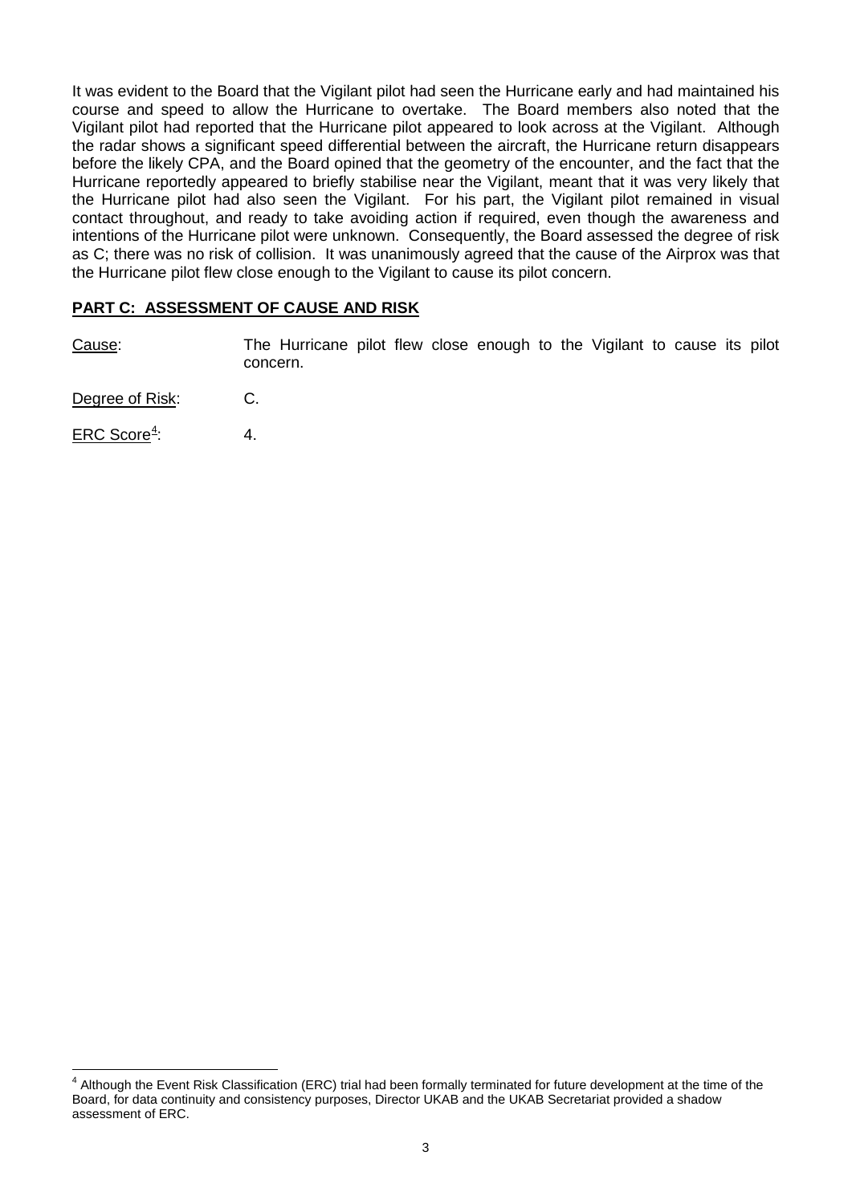It was evident to the Board that the Vigilant pilot had seen the Hurricane early and had maintained his course and speed to allow the Hurricane to overtake. The Board members also noted that the Vigilant pilot had reported that the Hurricane pilot appeared to look across at the Vigilant. Although the radar shows a significant speed differential between the aircraft, the Hurricane return disappears before the likely CPA, and the Board opined that the geometry of the encounter, and the fact that the Hurricane reportedly appeared to briefly stabilise near the Vigilant, meant that it was very likely that the Hurricane pilot had also seen the Vigilant. For his part, the Vigilant pilot remained in visual contact throughout, and ready to take avoiding action if required, even though the awareness and intentions of the Hurricane pilot were unknown. Consequently, the Board assessed the degree of risk as C; there was no risk of collision. It was unanimously agreed that the cause of the Airprox was that the Hurricane pilot flew close enough to the Vigilant to cause its pilot concern.

## PART C: ASSESSMENT OF CAUSE AND RISK

Cause: The Hurricane pilot flew close enough to the Vigilant to cause its pilot concern.

Degree of Risk: C.

ERC Score[4]: 4.

[4] Although the Event Risk Classification (ERC) trial had been formally terminated for future development at the time of the Board, for data continuity and consistency purposes, Director UKAB and the UKAB Secretariat provided a shadow assessment of ERC.